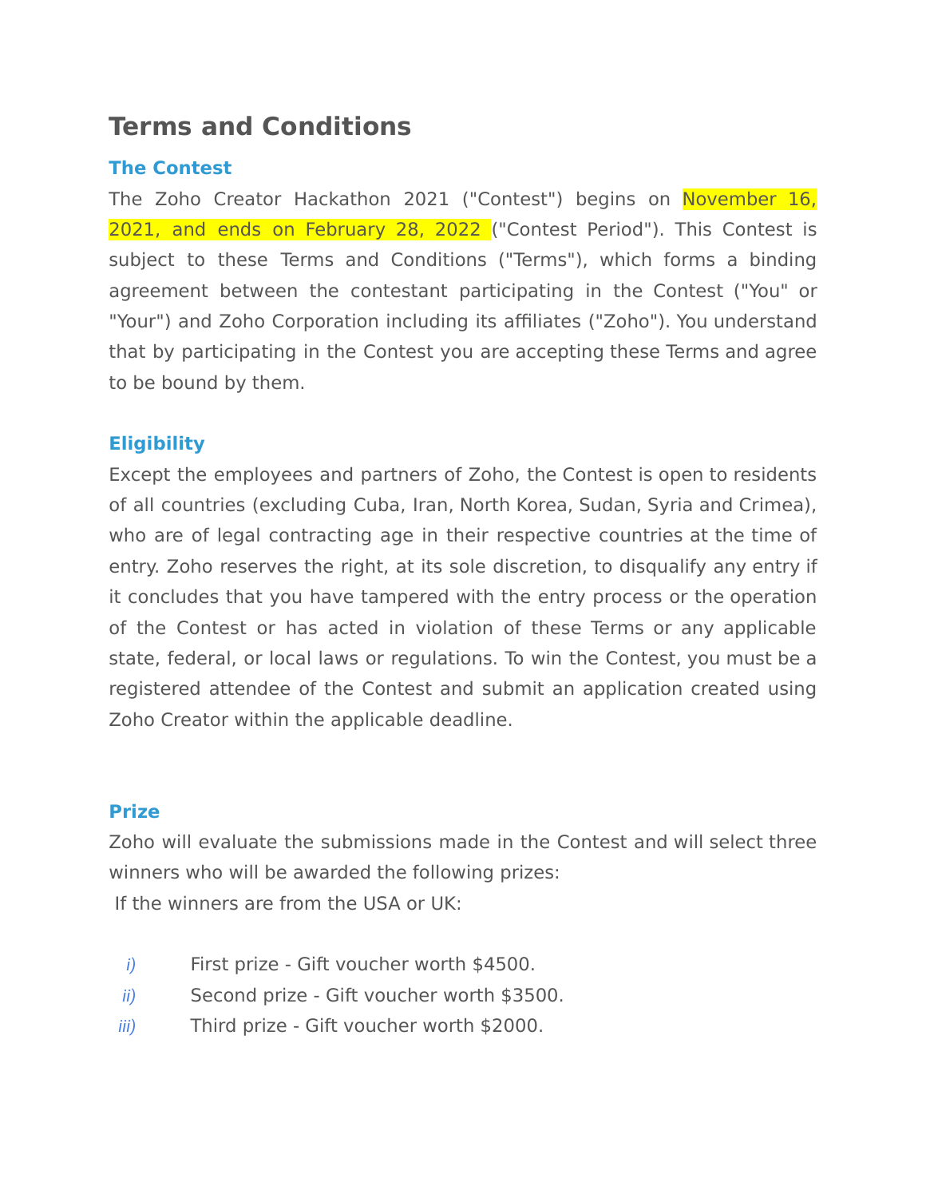# Terms and Conditions

## The Contest

The Zoho Creator Hackathon 2021 ("Contest") begins on November 16, 2021, and ends on February 28, 2022 ("Contest Period"). This Contest is subject to these Terms and Conditions ("Terms"), which forms a binding agreement between the contestant participating in the Contest ("You" or "Your") and Zoho Corporation including its affiliates ("Zoho"). You understand that by participating in the Contest you are accepting these Terms and agree to be bound by them.

## Eligibility

Except the employees and partners of Zoho, the Contest is open to residents of all countries (excluding Cuba, Iran, North Korea, Sudan, Syria and Crimea), who are of legal contracting age in their respective countries at the time of entry. Zoho reserves the right, at its sole discretion, to disqualify any entry if it concludes that you have tampered with the entry process or the operation of the Contest or has acted in violation of these Terms or any applicable state, federal, or local laws or regulations. To win the Contest, you must be a registered attendee of the Contest and submit an application created using Zoho Creator within the applicable deadline.

## Prize

Zoho will evaluate the submissions made in the Contest and will select three winners who will be awarded the following prizes:

If the winners are from the USA or UK:

i) First prize - Gift voucher worth $4500.
ii) Second prize - Gift voucher worth $3500.
iii) Third prize - Gift voucher worth $2000.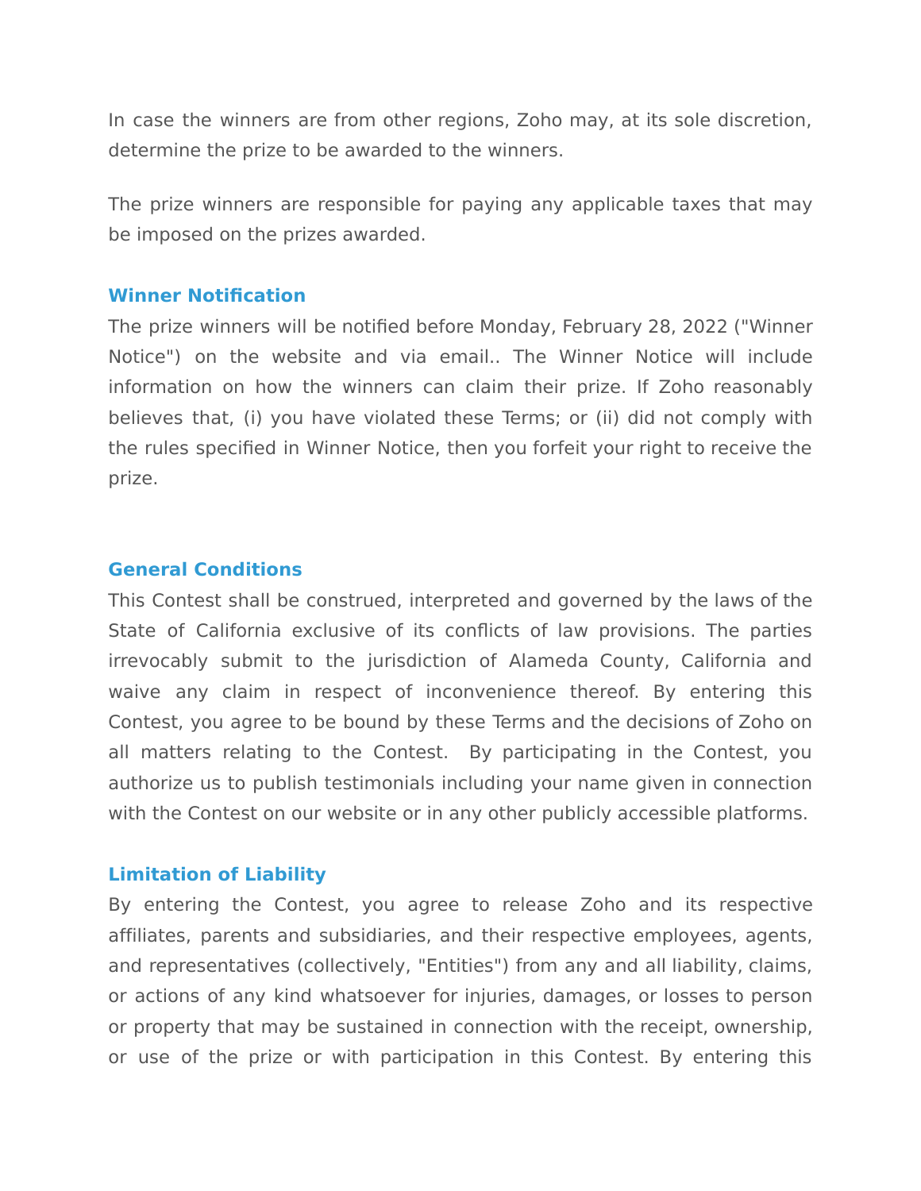In case the winners are from other regions, Zoho may, at its sole discretion, determine the prize to be awarded to the winners.

The prize winners are responsible for paying any applicable taxes that may be imposed on the prizes awarded.

### Winner Notification

The prize winners will be notified before Monday, February 28, 2022 ("Winner Notice") on the website and via email.. The Winner Notice will include information on how the winners can claim their prize. If Zoho reasonably believes that, (i) you have violated these Terms; or (ii) did not comply with the rules specified in Winner Notice, then you forfeit your right to receive the prize.

### General Conditions

This Contest shall be construed, interpreted and governed by the laws of the State of California exclusive of its conflicts of law provisions. The parties irrevocably submit to the jurisdiction of Alameda County, California and waive any claim in respect of inconvenience thereof. By entering this Contest, you agree to be bound by these Terms and the decisions of Zoho on all matters relating to the Contest. By participating in the Contest, you authorize us to publish testimonials including your name given in connection with the Contest on our website or in any other publicly accessible platforms.

### Limitation of Liability

By entering the Contest, you agree to release Zoho and its respective affiliates, parents and subsidiaries, and their respective employees, agents, and representatives (collectively, "Entities") from any and all liability, claims, or actions of any kind whatsoever for injuries, damages, or losses to person or property that may be sustained in connection with the receipt, ownership, or use of the prize or with participation in this Contest. By entering this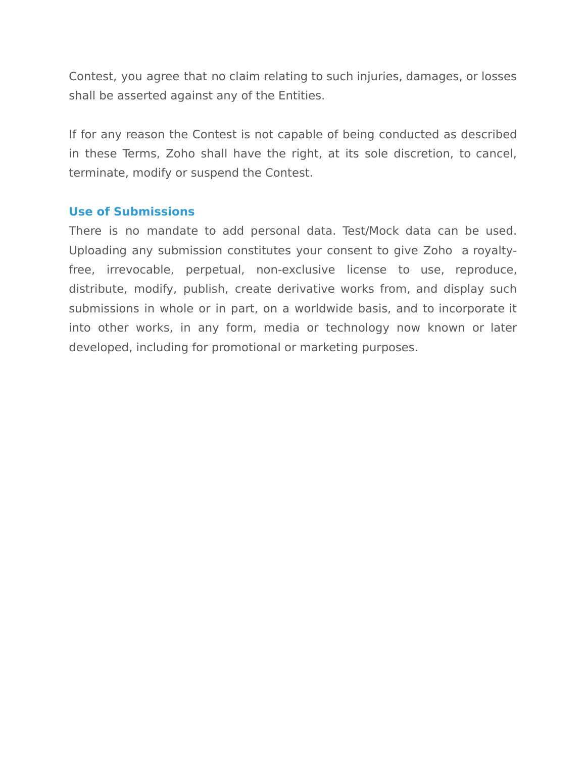Contest, you agree that no claim relating to such injuries, damages, or losses shall be asserted against any of the Entities.

If for any reason the Contest is not capable of being conducted as described in these Terms, Zoho shall have the right, at its sole discretion, to cancel, terminate, modify or suspend the Contest.

### Use of Submissions

There is no mandate to add personal data. Test/Mock data can be used. Uploading any submission constitutes your consent to give Zoho a royalty-free, irrevocable, perpetual, non-exclusive license to use, reproduce, distribute, modify, publish, create derivative works from, and display such submissions in whole or in part, on a worldwide basis, and to incorporate it into other works, in any form, media or technology now known or later developed, including for promotional or marketing purposes.